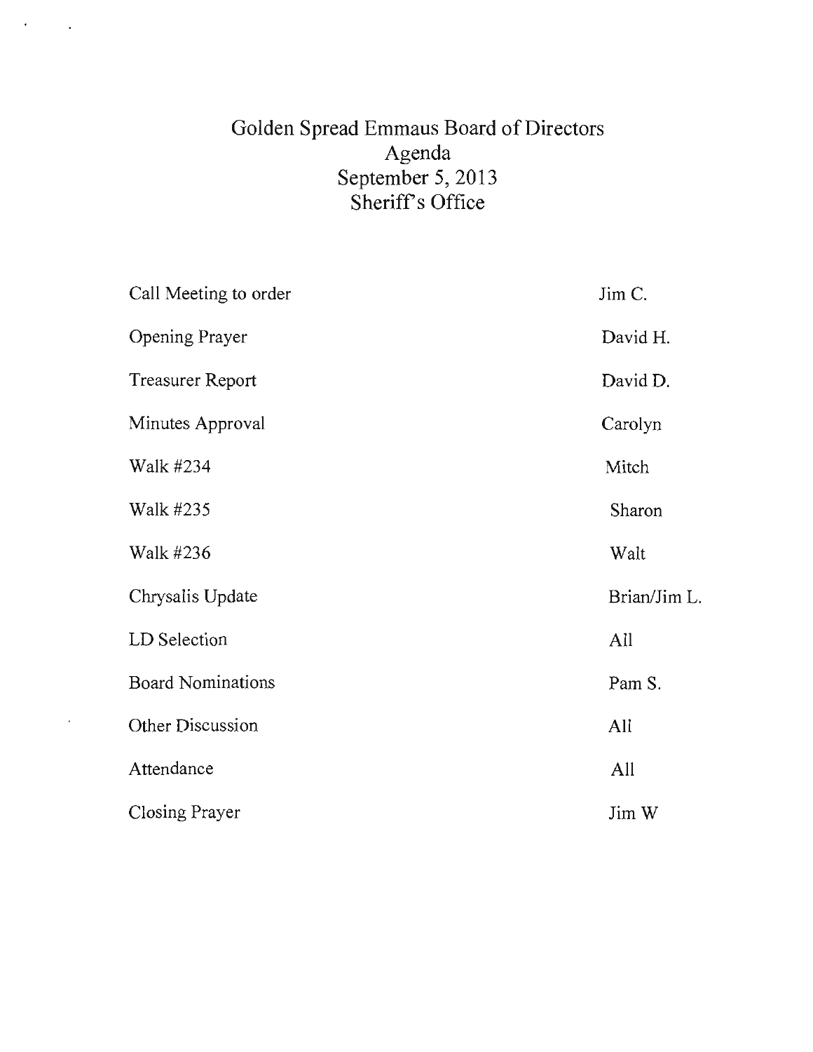# Golden Spread Emmaus Board of Directors
## Agenda
## September 5, 2013
## Sheriff's Office

| | |
|---|---|
| Call Meeting to order | Jim C. |
| Opening Prayer | David H. |
| Treasurer Report | David D. |
| Minutes Approval | Carolyn |
| Walk #234 | Mitch |
| Walk #235 | Sharon |
| Walk #236 | Walt |
| Chrysalis Update | Brian/Jim L. |
| LD Selection | All |
| Board Nominations | Pam S. |
| Other Discussion | All |
| Attendance | All |
| Closing Prayer | Jim W |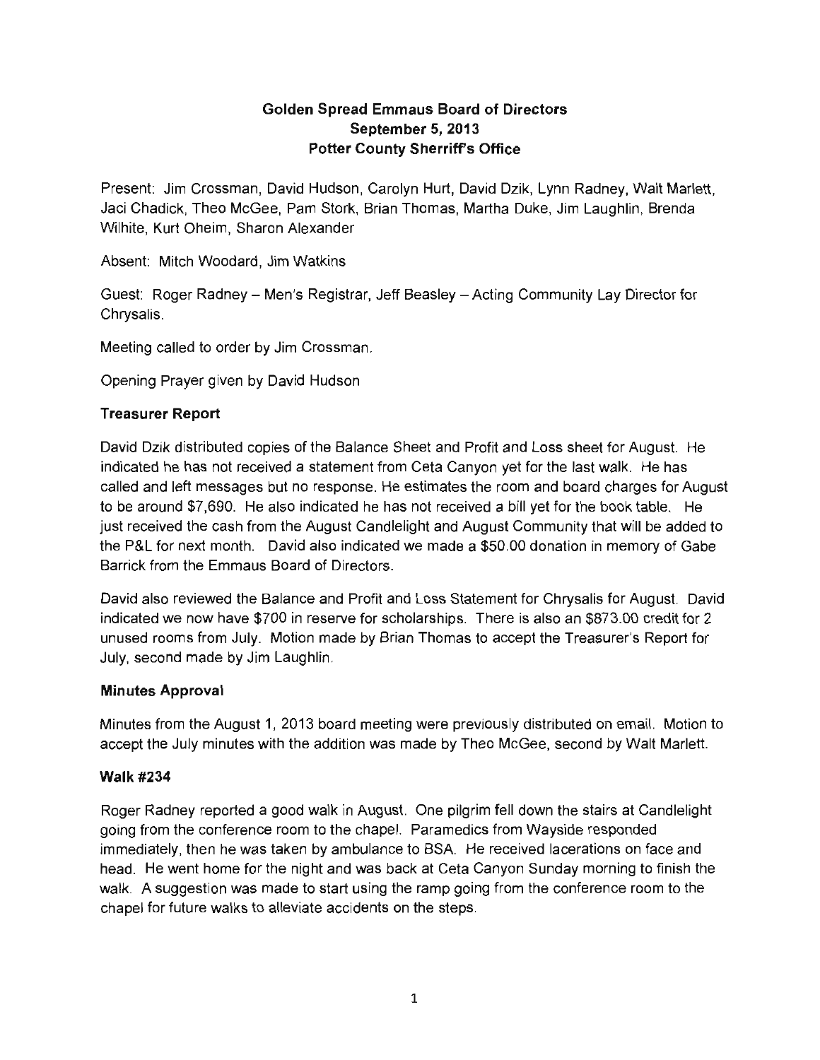# Golden Spread Emmaus Board of Directors
## September 5, 2013
## Potter County Sherriff's Office

Present: Jim Crossman, David Hudson, Carolyn Hurt, David Dzik, Lynn Radney, Walt Marlett, Jaci Chadick, Theo McGee, Pam Stork, Brian Thomas, Martha Duke, Jim Laughlin, Brenda Wilhite, Kurt Oheim, Sharon Alexander

Absent: Mitch Woodard, Jim Watkins

Guest: Roger Radney – Men's Registrar, Jeff Beasley – Acting Community Lay Director for Chrysalis.

Meeting called to order by Jim Crossman.

Opening Prayer given by David Hudson

### Treasurer Report

David Dzik distributed copies of the Balance Sheet and Profit and Loss sheet for August. He indicated he has not received a statement from Ceta Canyon yet for the last walk. He has called and left messages but no response. He estimates the room and board charges for August to be around $7,690. He also indicated he has not received a bill yet for the book table. He just received the cash from the August Candlelight and August Community that will be added to the P&L for next month. David also indicated we made a $50.00 donation in memory of Gabe Barrick from the Emmaus Board of Directors.

David also reviewed the Balance and Profit and Loss Statement for Chrysalis for August. David indicated we now have $700 in reserve for scholarships. There is also an $873.00 credit for 2 unused rooms from July. Motion made by Brian Thomas to accept the Treasurer's Report for July, second made by Jim Laughlin.

### Minutes Approval

Minutes from the August 1, 2013 board meeting were previously distributed on email. Motion to accept the July minutes with the addition was made by Theo McGee, second by Walt Marlett.

### Walk #234

Roger Radney reported a good walk in August. One pilgrim fell down the stairs at Candlelight going from the conference room to the chapel. Paramedics from Wayside responded immediately, then he was taken by ambulance to BSA. He received lacerations on face and head. He went home for the night and was back at Ceta Canyon Sunday morning to finish the walk. A suggestion was made to start using the ramp going from the conference room to the chapel for future walks to alleviate accidents on the steps.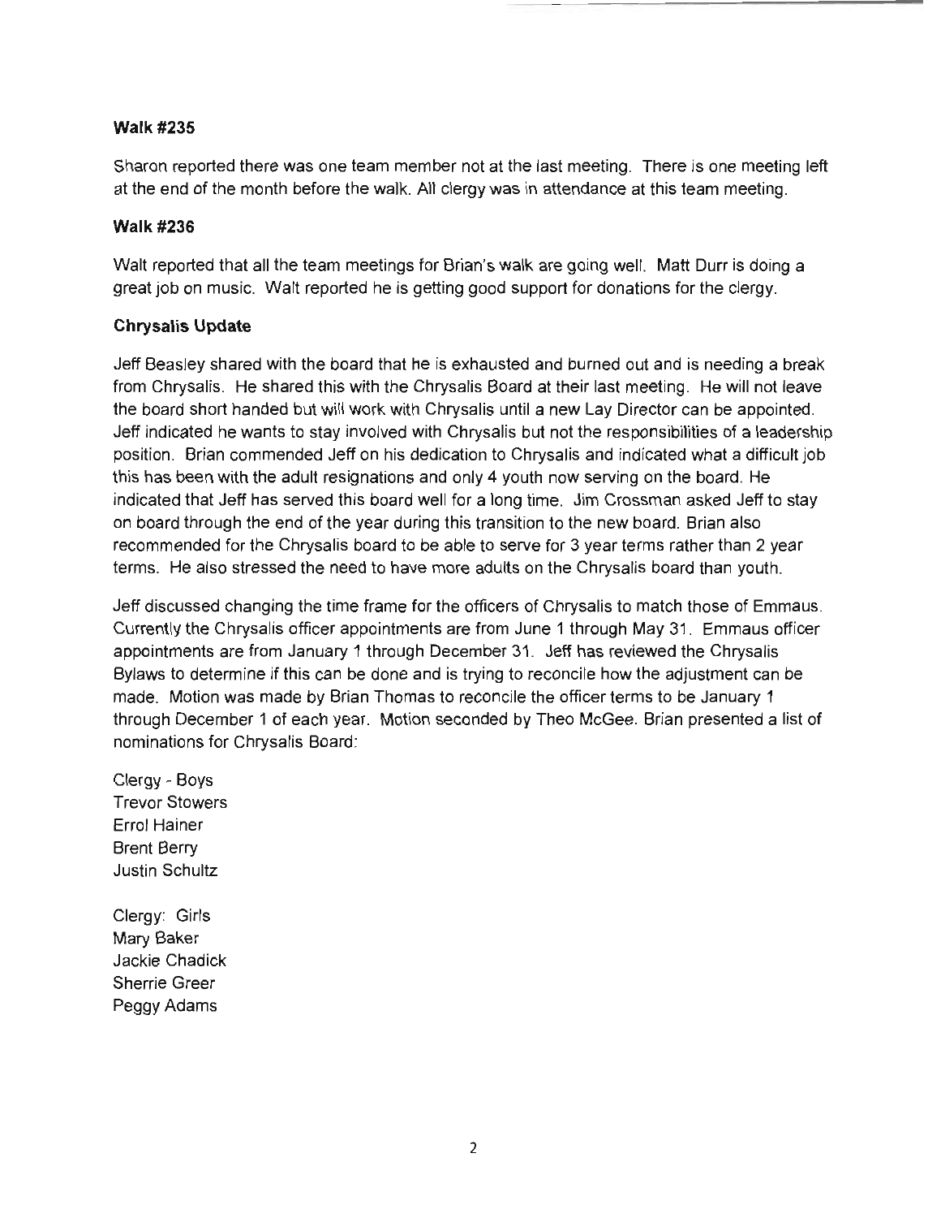**Walk #235**

Sharon reported there was one team member not at the last meeting. There is one meeting left at the end of the month before the walk. All clergy was in attendance at this team meeting.

**Walk #236**

Walt reported that all the team meetings for Brian's walk are going well. Matt Durr is doing a great job on music. Walt reported he is getting good support for donations for the clergy.

**Chrysalis Update**

Jeff Beasley shared with the board that he is exhausted and burned out and is needing a break from Chrysalis. He shared this with the Chrysalis Board at their last meeting. He will not leave the board short handed but will work with Chrysalis until a new Lay Director can be appointed. Jeff indicated he wants to stay involved with Chrysalis but not the responsibilities of a leadership position. Brian commended Jeff on his dedication to Chrysalis and indicated what a difficult job this has been with the adult resignations and only 4 youth now serving on the board. He indicated that Jeff has served this board well for a long time. Jim Crossman asked Jeff to stay on board through the end of the year during this transition to the new board. Brian also recommended for the Chrysalis board to be able to serve for 3 year terms rather than 2 year terms. He also stressed the need to have more adults on the Chrysalis board than youth.

Jeff discussed changing the time frame for the officers of Chrysalis to match those of Emmaus. Currently the Chrysalis officer appointments are from June 1 through May 31. Emmaus officer appointments are from January 1 through December 31. Jeff has reviewed the Chrysalis Bylaws to determine if this can be done and is trying to reconcile how the adjustment can be made. Motion was made by Brian Thomas to reconcile the officer terms to be January 1 through December 1 of each year. Motion seconded by Theo McGee. Brian presented a list of nominations for Chrysalis Board:

Clergy - Boys
Trevor Stowers
Errol Hainer
Brent Berry
Justin Schultz

Clergy: Girls
Mary Baker
Jackie Chadick
Sherrie Greer
Peggy Adams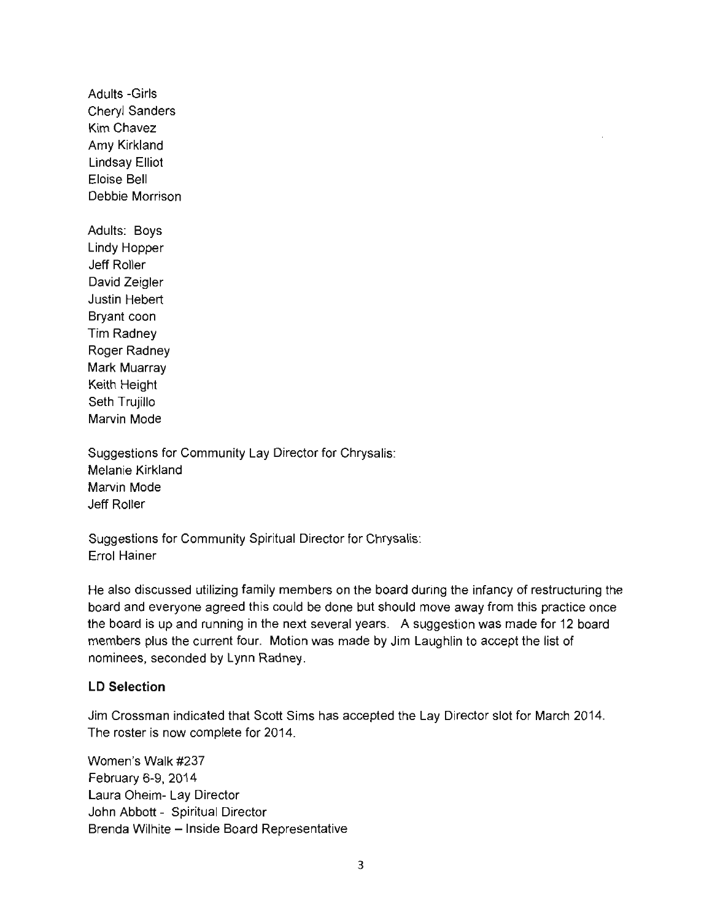Adults -Girls
Cheryl Sanders
Kim Chavez
Amy Kirkland
Lindsay Elliot
Eloise Bell
Debbie Morrison

Adults: Boys
Lindy Hopper
Jeff Roller
David Zeigler
Justin Hebert
Bryant coon
Tim Radney
Roger Radney
Mark Muarray
Keith Height
Seth Trujillo
Marvin Mode

Suggestions for Community Lay Director for Chrysalis:
Melanie Kirkland
Marvin Mode
Jeff Roller

Suggestions for Community Spiritual Director for Chrysalis:
Errol Hainer

He also discussed utilizing family members on the board during the infancy of restructuring the board and everyone agreed this could be done but should move away from this practice once the board is up and running in the next several years. A suggestion was made for 12 board members plus the current four. Motion was made by Jim Laughlin to accept the list of nominees, seconded by Lynn Radney.

## LD Selection

Jim Crossman indicated that Scott Sims has accepted the Lay Director slot for March 2014. The roster is now complete for 2014.

Women's Walk #237
February 6-9, 2014
Laura Oheim- Lay Director
John Abbott - Spiritual Director
Brenda Wilhite – Inside Board Representative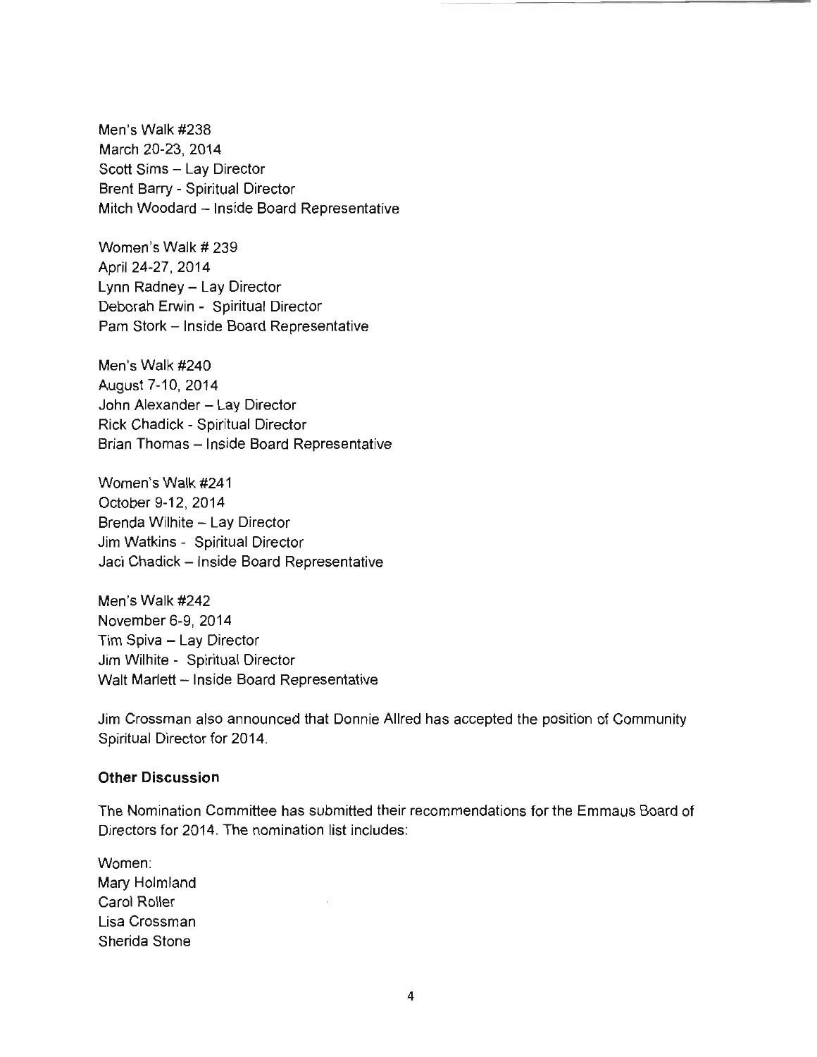Men's Walk #238
March 20-23, 2014
Scott Sims – Lay Director
Brent Barry - Spiritual Director
Mitch Woodard – Inside Board Representative

Women's Walk # 239
April 24-27, 2014
Lynn Radney – Lay Director
Deborah Erwin - Spiritual Director
Pam Stork – Inside Board Representative

Men's Walk #240
August 7-10, 2014
John Alexander – Lay Director
Rick Chadick - Spiritual Director
Brian Thomas – Inside Board Representative

Women's Walk #241
October 9-12, 2014
Brenda Wilhite – Lay Director
Jim Watkins - Spiritual Director
Jaci Chadick – Inside Board Representative

Men's Walk #242
November 6-9, 2014
Tim Spiva – Lay Director
Jim Wilhite - Spiritual Director
Walt Marlett – Inside Board Representative

Jim Crossman also announced that Donnie Allred has accepted the position of Community Spiritual Director for 2014.

**Other Discussion**

The Nomination Committee has submitted their recommendations for the Emmaus Board of Directors for 2014. The nomination list includes:

Women:
Mary Holmland
Carol Roller
Lisa Crossman
Sherida Stone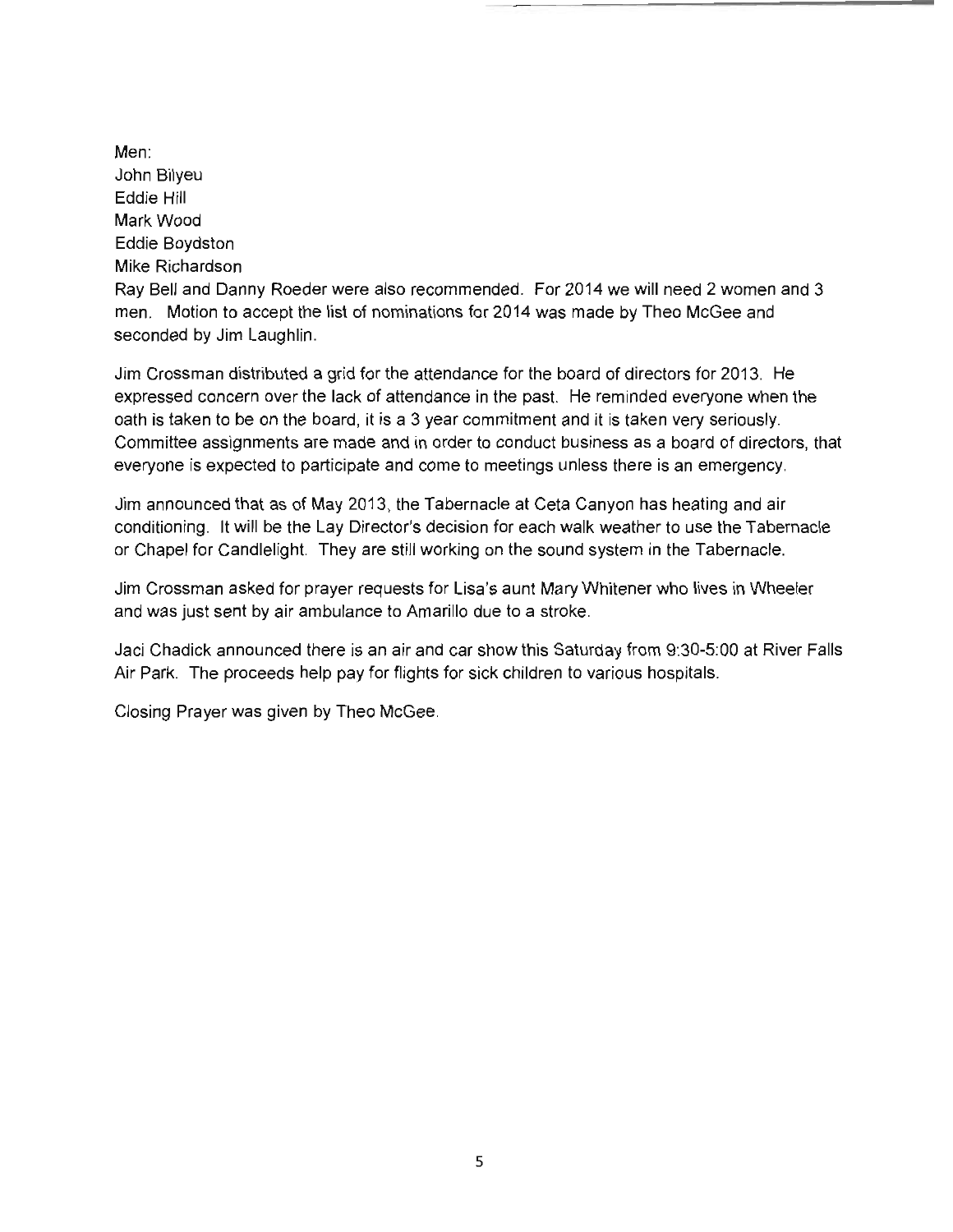Men:
John Bilyeu
Eddie Hill
Mark Wood
Eddie Boydston
Mike Richardson
Ray Bell and Danny Roeder were also recommended. For 2014 we will need 2 women and 3 men. Motion to accept the list of nominations for 2014 was made by Theo McGee and seconded by Jim Laughlin.

Jim Crossman distributed a grid for the attendance for the board of directors for 2013. He expressed concern over the lack of attendance in the past. He reminded everyone when the oath is taken to be on the board, it is a 3 year commitment and it is taken very seriously. Committee assignments are made and in order to conduct business as a board of directors, that everyone is expected to participate and come to meetings unless there is an emergency.

Jim announced that as of May 2013, the Tabernacle at Ceta Canyon has heating and air conditioning. It will be the Lay Director's decision for each walk weather to use the Tabernacle or Chapel for Candlelight. They are still working on the sound system in the Tabernacle.

Jim Crossman asked for prayer requests for Lisa's aunt Mary Whitener who lives in Wheeler and was just sent by air ambulance to Amarillo due to a stroke.

Jaci Chadick announced there is an air and car show this Saturday from 9:30-5:00 at River Falls Air Park. The proceeds help pay for flights for sick children to various hospitals.

Closing Prayer was given by Theo McGee.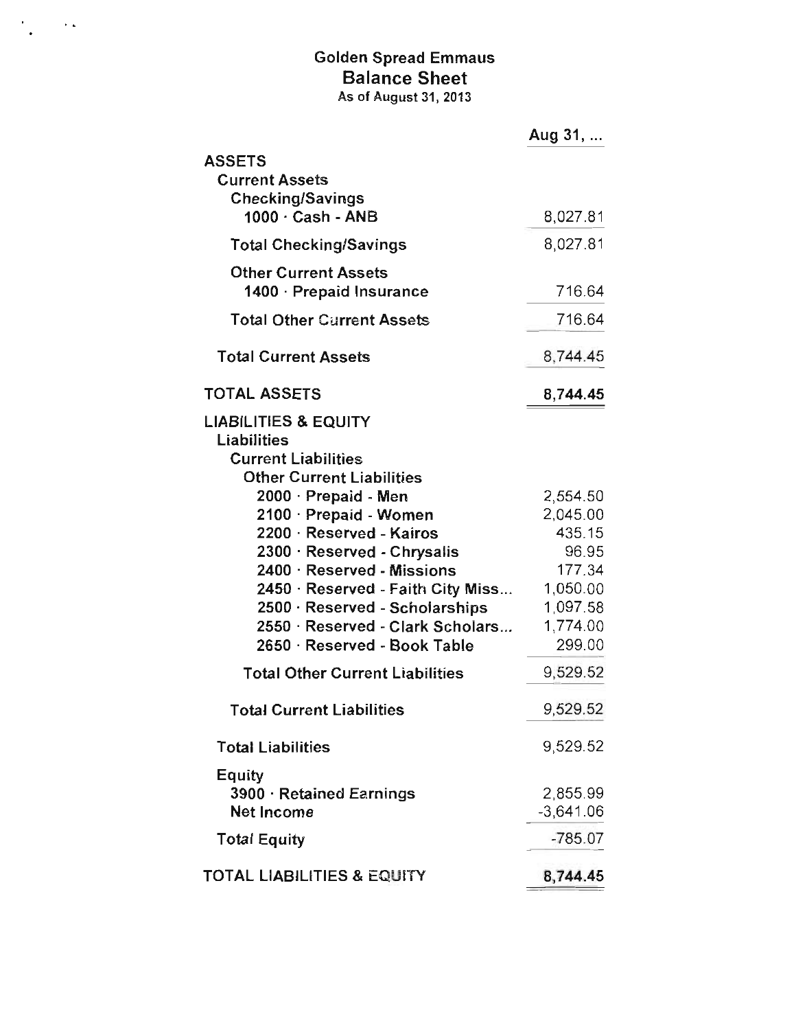# Golden Spread Emmaus
## Balance Sheet
As of August 31, 2013

| | Aug 31, ... |
|---|---|
| **ASSETS** | |
| **Current Assets** | |
| **Checking/Savings** | |
| 1000 · Cash - ANB | 8,027.81 |
| **Total Checking/Savings** | 8,027.81 |
| **Other Current Assets** | |
| 1400 · Prepaid Insurance | 716.64 |
| **Total Other Current Assets** | 716.64 |
| **Total Current Assets** | 8,744.45 |
| **TOTAL ASSETS** | **8,744.45** |
| **LIABILITIES & EQUITY** | |
| **Liabilities** | |
| **Current Liabilities** | |
| **Other Current Liabilities** | |
| 2000 · Prepaid - Men | 2,554.50 |
| 2100 · Prepaid - Women | 2,045.00 |
| 2200 · Reserved - Kairos | 435.15 |
| 2300 · Reserved - Chrysalis | 96.95 |
| 2400 · Reserved - Missions | 177.34 |
| 2450 · Reserved - Faith City Miss... | 1,050.00 |
| 2500 · Reserved - Scholarships | 1,097.58 |
| 2550 · Reserved - Clark Scholars... | 1,774.00 |
| 2650 · Reserved - Book Table | 299.00 |
| **Total Other Current Liabilities** | 9,529.52 |
| **Total Current Liabilities** | 9,529.52 |
| **Total Liabilities** | 9,529.52 |
| **Equity** | |
| 3900 · Retained Earnings | 2,855.99 |
| Net Income | -3,641.06 |
| **Total Equity** | -785.07 |
| **TOTAL LIABILITIES & EQUITY** | **8,744.45** |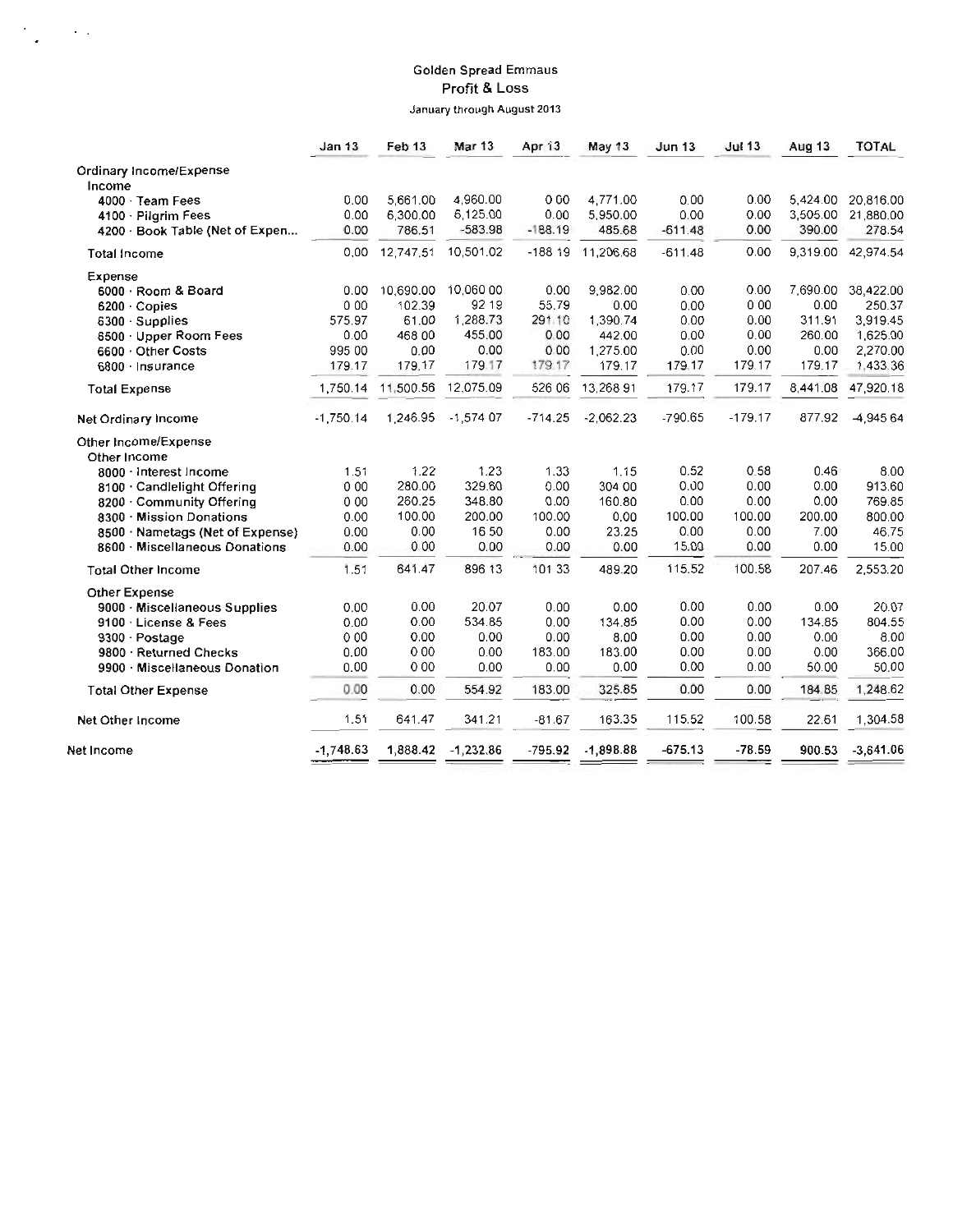# Golden Spread Emmaus

## Profit & Loss

### January through August 2013

| | Jan 13 | Feb 13 | Mar 13 | Apr 13 | May 13 | Jun 13 | Jul 13 | Aug 13 | TOTAL |
|---|---|---|---|---|---|---|---|---|---|
| Ordinary Income/Expense | | | | | | | | | |
| Income | | | | | | | | | |
| 4000 · Team Fees | 0.00 | 5,661.00 | 4,960.00 | 0.00 | 4,771.00 | 0.00 | 0.00 | 5,424.00 | 20,816.00 |
| 4100 · Pilgrim Fees | 0.00 | 6,300.00 | 6,125.00 | 0.00 | 5,950.00 | 0.00 | 0.00 | 3,505.00 | 21,880.00 |
| 4200 · Book Table (Net of Expen... | 0.00 | 786.51 | -583.98 | -188.19 | 485.68 | -611.48 | 0.00 | 390.00 | 278.54 |
| Total Income | 0.00 | 12,747.51 | 10,501.02 | -188.19 | 11,206.68 | -611.48 | 0.00 | 9,319.00 | 42,974.54 |
| Expense | | | | | | | | | |
| 6000 · Room & Board | 0.00 | 10,690.00 | 10,060.00 | 0.00 | 9,982.00 | 0.00 | 0.00 | 7,690.00 | 38,422.00 |
| 6200 · Copies | 0.00 | 102.39 | 92.19 | 55.79 | 0.00 | 0.00 | 0.00 | 0.00 | 250.37 |
| 6300 · Supplies | 575.97 | 61.00 | 1,288.73 | 291.10 | 1,390.74 | 0.00 | 0.00 | 311.91 | 3,919.45 |
| 6500 · Upper Room Fees | 0.00 | 468.00 | 455.00 | 0.00 | 442.00 | 0.00 | 0.00 | 260.00 | 1,625.00 |
| 6600 · Other Costs | 995.00 | 0.00 | 0.00 | 0.00 | 1,275.00 | 0.00 | 0.00 | 0.00 | 2,270.00 |
| 6800 · Insurance | 179.17 | 179.17 | 179.17 | 179.17 | 179.17 | 179.17 | 179.17 | 179.17 | 1,433.36 |
| Total Expense | 1,750.14 | 11,500.56 | 12,075.09 | 526.06 | 13,268.91 | 179.17 | 179.17 | 8,441.08 | 47,920.18 |
| Net Ordinary Income | -1,750.14 | 1,246.95 | -1,574.07 | -714.25 | -2,062.23 | -790.65 | -179.17 | 877.92 | -4,945.64 |
| Other Income/Expense | | | | | | | | | |
| Other Income | | | | | | | | | |
| 8000 · Interest Income | 1.51 | 1.22 | 1.23 | 1.33 | 1.15 | 0.52 | 0.58 | 0.46 | 8.00 |
| 8100 · Candlelight Offering | 0.00 | 280.00 | 329.60 | 0.00 | 304.00 | 0.00 | 0.00 | 0.00 | 913.60 |
| 8200 · Community Offering | 0.00 | 260.25 | 348.80 | 0.00 | 160.80 | 0.00 | 0.00 | 0.00 | 769.85 |
| 8300 · Mission Donations | 0.00 | 100.00 | 200.00 | 100.00 | 0.00 | 100.00 | 100.00 | 200.00 | 800.00 |
| 8500 · Nametags (Net of Expense) | 0.00 | 0.00 | 16.50 | 0.00 | 23.25 | 0.00 | 0.00 | 7.00 | 46.75 |
| 8600 · Miscellaneous Donations | 0.00 | 0.00 | 0.00 | 0.00 | 0.00 | 15.00 | 0.00 | 0.00 | 15.00 |
| Total Other Income | 1.51 | 641.47 | 896.13 | 101.33 | 489.20 | 115.52 | 100.58 | 207.46 | 2,553.20 |
| Other Expense | | | | | | | | | |
| 9000 · Miscellaneous Supplies | 0.00 | 0.00 | 20.07 | 0.00 | 0.00 | 0.00 | 0.00 | 0.00 | 20.07 |
| 9100 · License & Fees | 0.00 | 0.00 | 534.85 | 0.00 | 134.85 | 0.00 | 0.00 | 134.85 | 804.55 |
| 9300 · Postage | 0.00 | 0.00 | 0.00 | 0.00 | 8.00 | 0.00 | 0.00 | 0.00 | 8.00 |
| 9800 · Returned Checks | 0.00 | 0.00 | 0.00 | 183.00 | 183.00 | 0.00 | 0.00 | 0.00 | 366.00 |
| 9900 · Miscellaneous Donation | 0.00 | 0.00 | 0.00 | 0.00 | 0.00 | 0.00 | 0.00 | 50.00 | 50.00 |
| Total Other Expense | 0.00 | 0.00 | 554.92 | 183.00 | 325.85 | 0.00 | 0.00 | 184.85 | 1,248.62 |
| Net Other Income | 1.51 | 641.47 | 341.21 | -81.67 | 163.35 | 115.52 | 100.58 | 22.61 | 1,304.58 |
| Net Income | -1,748.63 | 1,888.42 | -1,232.86 | -795.92 | -1,898.88 | -675.13 | -78.59 | 900.53 | -3,641.06 |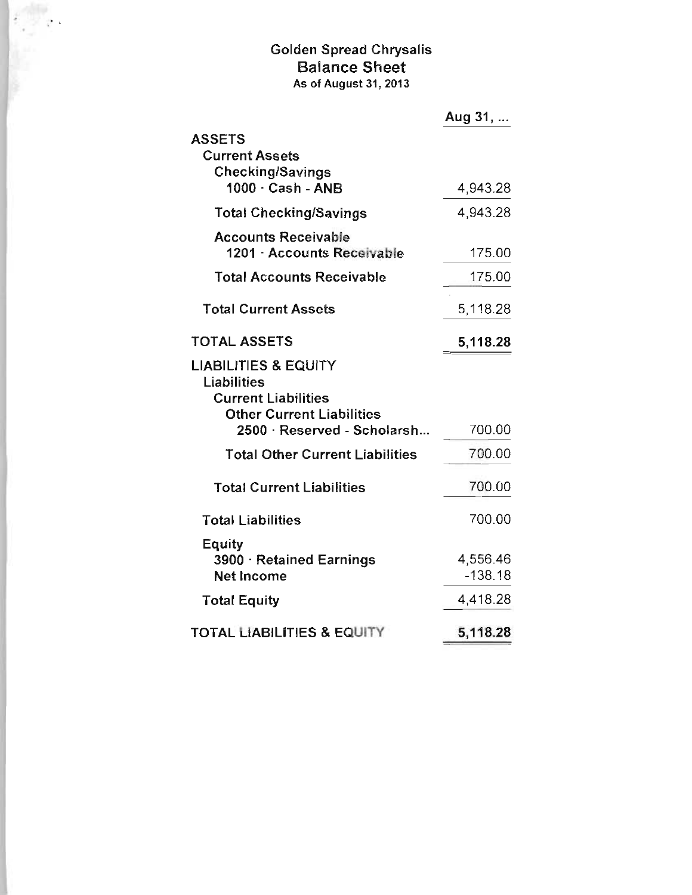# Golden Spread Chrysalis

## Balance Sheet

### As of August 31, 2013

| | Aug 31, ... |
|---|---|
| **ASSETS** | |
| **Current Assets** | |
| **Checking/Savings** | |
| **1000 · Cash - ANB** | 4,943.28 |
| **Total Checking/Savings** | 4,943.28 |
| **Accounts Receivable** | |
| **1201 · Accounts Receivable** | 175.00 |
| **Total Accounts Receivable** | 175.00 |
| **Total Current Assets** | 5,118.28 |
| **TOTAL ASSETS** | **5,118.28** |
| **LIABILITIES & EQUITY** | |
| **Liabilities** | |
| **Current Liabilities** | |
| **Other Current Liabilities** | |
| **2500 · Reserved - Scholarsh...** | 700.00 |
| **Total Other Current Liabilities** | 700.00 |
| **Total Current Liabilities** | 700.00 |
| **Total Liabilities** | 700.00 |
| **Equity** | |
| **3900 · Retained Earnings** | 4,556.46 |
| **Net Income** | -138.18 |
| **Total Equity** | 4,418.28 |
| **TOTAL LIABILITIES & EQUITY** | **5,118.28** |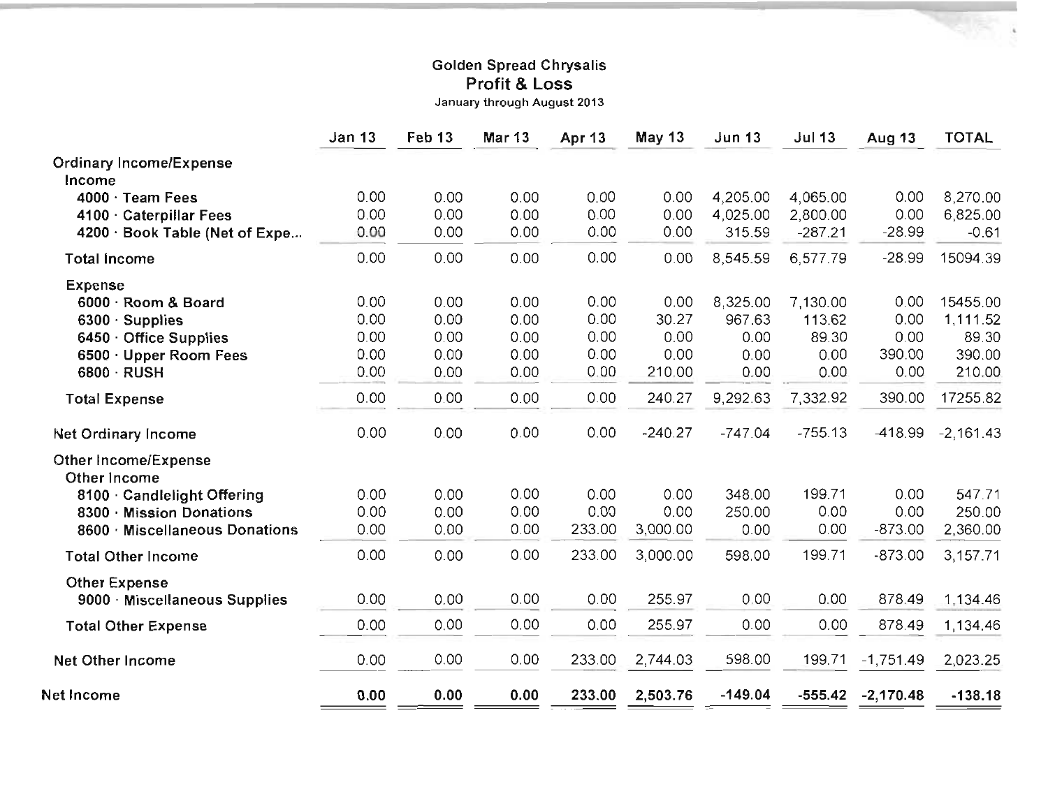**Golden Spread Chrysalis**
**Profit & Loss**
January through August 2013

| | Jan 13 | Feb 13 | Mar 13 | Apr 13 | May 13 | Jun 13 | Jul 13 | Aug 13 | TOTAL |
|---|---|---|---|---|---|---|---|---|---|
| Ordinary Income/Expense | | | | | | | | | |
| Income | | | | | | | | | |
| 4000 · Team Fees | 0.00 | 0.00 | 0.00 | 0.00 | 0.00 | 4,205.00 | 4,065.00 | 0.00 | 8,270.00 |
| 4100 · Caterpillar Fees | 0.00 | 0.00 | 0.00 | 0.00 | 0.00 | 4,025.00 | 2,800.00 | 0.00 | 6,825.00 |
| 4200 · Book Table (Net of Expe... | 0.00 | 0.00 | 0.00 | 0.00 | 0.00 | 315.59 | -287.21 | -28.99 | -0.61 |
| Total Income | 0.00 | 0.00 | 0.00 | 0.00 | 0.00 | 8,545.59 | 6,577.79 | -28.99 | 15094.39 |
| Expense | | | | | | | | | |
| 6000 · Room & Board | 0.00 | 0.00 | 0.00 | 0.00 | 0.00 | 8,325.00 | 7,130.00 | 0.00 | 15455.00 |
| 6300 · Supplies | 0.00 | 0.00 | 0.00 | 0.00 | 30.27 | 967.63 | 113.62 | 0.00 | 1,111.52 |
| 6450 · Office Supplies | 0.00 | 0.00 | 0.00 | 0.00 | 0.00 | 0.00 | 89.30 | 0.00 | 89.30 |
| 6500 · Upper Room Fees | 0.00 | 0.00 | 0.00 | 0.00 | 0.00 | 0.00 | 0.00 | 390.00 | 390.00 |
| 6800 · RUSH | 0.00 | 0.00 | 0.00 | 0.00 | 210.00 | 0.00 | 0.00 | 0.00 | 210.00 |
| Total Expense | 0.00 | 0.00 | 0.00 | 0.00 | 240.27 | 9,292.63 | 7,332.92 | 390.00 | 17255.82 |
| Net Ordinary Income | 0.00 | 0.00 | 0.00 | 0.00 | -240.27 | -747.04 | -755.13 | -418.99 | -2,161.43 |
| Other Income/Expense | | | | | | | | | |
| Other Income | | | | | | | | | |
| 8100 · Candlelight Offering | 0.00 | 0.00 | 0.00 | 0.00 | 0.00 | 348.00 | 199.71 | 0.00 | 547.71 |
| 8300 · Mission Donations | 0.00 | 0.00 | 0.00 | 0.00 | 0.00 | 250.00 | 0.00 | 0.00 | 250.00 |
| 8600 · Miscellaneous Donations | 0.00 | 0.00 | 0.00 | 233.00 | 3,000.00 | 0.00 | 0.00 | -873.00 | 2,360.00 |
| Total Other Income | 0.00 | 0.00 | 0.00 | 233.00 | 3,000.00 | 598.00 | 199.71 | -873.00 | 3,157.71 |
| Other Expense | | | | | | | | | |
| 9000 · Miscellaneous Supplies | 0.00 | 0.00 | 0.00 | 0.00 | 255.97 | 0.00 | 0.00 | 878.49 | 1,134.46 |
| Total Other Expense | 0.00 | 0.00 | 0.00 | 0.00 | 255.97 | 0.00 | 0.00 | 878.49 | 1,134.46 |
| Net Other Income | 0.00 | 0.00 | 0.00 | 233.00 | 2,744.03 | 598.00 | 199.71 | -1,751.49 | 2,023.25 |
| **Net Income** | **0.00** | **0.00** | **0.00** | **233.00** | **2,503.76** | **-149.04** | **-555.42** | **-2,170.48** | **-138.18** |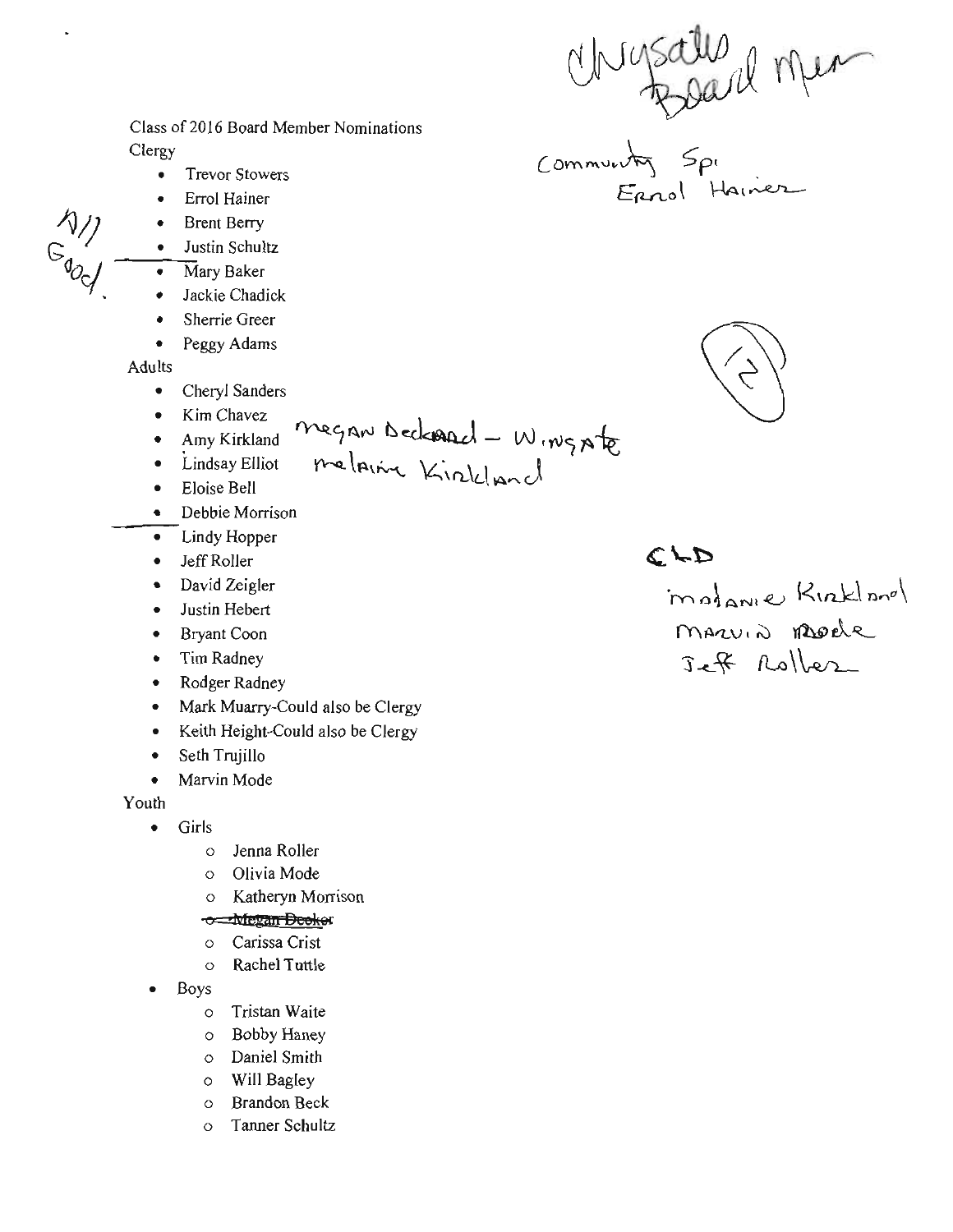Chrysalis Board Mem

Class of 2016 Board Member Nominations

Community Spi
Errol Hainer

Clergy

All Good.

- Trevor Stowers
- Errol Hainer
- Brent Berry
- Justin Schultz
- Mary Baker
- Jackie Chadick
- Sherrie Greer
- Peggy Adams

(12)

Adults

- Cheryl Sanders
- Kim Chavez
- Amy Kirkland
- Lindsay Elliot
- Eloise Bell
- Debbie Morrison
- Lindy Hopper
- Jeff Roller
- David Zeigler
- Justin Hebert
- Bryant Coon
- Tim Radney
- Rodger Radney
- Mark Muarry-Could also be Clergy
- Keith Height-Could also be Clergy
- Seth Trujillo
- Marvin Mode

Megan Deckard – Wingate
Melanie Kirkland

CLD
Melanie Kirkland
Marvin Mode
Jeff Roller

Youth

- Girls
  - Jenna Roller
  - Olivia Mode
  - Katheryn Morrison
  - ~~Megan Decker~~
  - Carissa Crist
  - Rachel Tuttle
- Boys
  - Tristan Waite
  - Bobby Haney
  - Daniel Smith
  - Will Bagley
  - Brandon Beck
  - Tanner Schultz